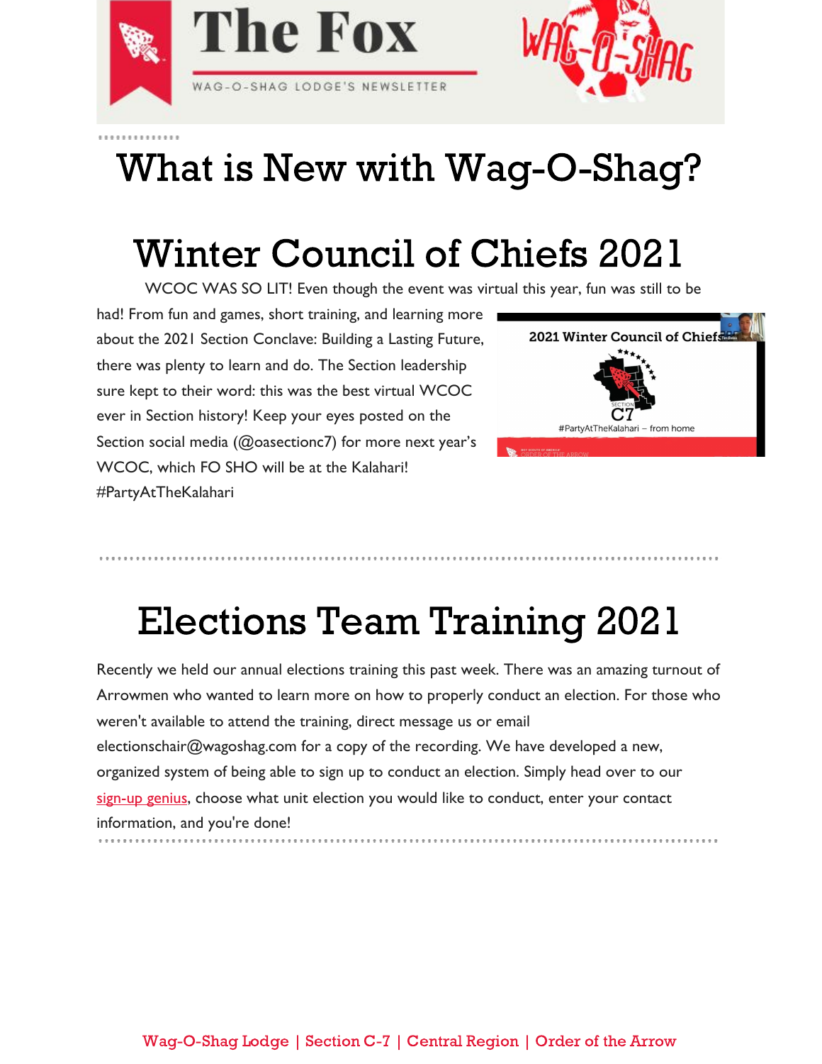# The Fox

WAG-O-SHAG LODGE'S NEWSLETTER

# What is New with Wag-O-Shag?

## Winter Council of Chiefs 2021

WCOC WAS SO LIT! Even though the event was virtual this year, fun was still to be had! From fun and games, short training, and learning more about the 2021 Section Conclave: Building a Lasting Future, there was plenty to learn and do. The Section leadership sure kept to their word: this was the best virtual WCOC ever in Section history! Keep your eyes posted on the Section social media (@oasectionc7) for more next year's WCOC, which FO SHO will be at the Kalahari! #PartyAtTheKalahari

## Elections Team Training 2021

Recently we held our annual elections training this past week. There was an amazing turnout of Arrowmen who wanted to learn more on how to properly conduct an election. For those who weren't available to attend the training, direct message us or email electionschair@wagoshag.com for a copy of the recording. We have developed a new, organized system of being able to sign up to conduct an election. Simply head over to our sign-up genius, choose what unit election you would like to conduct, enter your contact information, and you're done!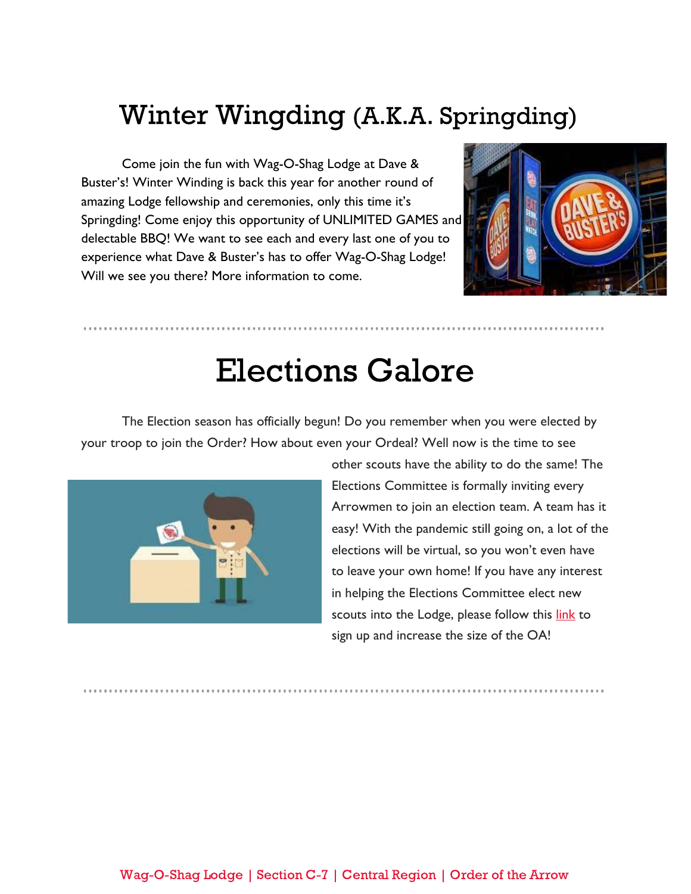# Winter Wingding (A.K.A. Springding)

Come join the fun with Wag-O-Shag Lodge at Dave & Buster's! Winter Winding is back this year for another round of amazing Lodge fellowship and ceremonies, only this time it's Springding! Come enjoy this opportunity of UNLIMITED GAMES and delectable BBQ! We want to see each and every last one of you to experience what Dave & Buster's has to offer Wag-O-Shag Lodge! Will we see you there? More information to come.

# Elections Galore

The Election season has officially begun! Do you remember when you were elected by your troop to join the Order? How about even your Ordeal? Well now is the time to see other scouts have the ability to do the same! The Elections Committee is formally inviting every Arrowmen to join an election team. A team has it easy! With the pandemic still going on, a lot of the elections will be virtual, so you won't even have to leave your own home! If you have any interest in helping the Elections Committee elect new scouts into the Lodge, please follow this link to sign up and increase the size of the OA!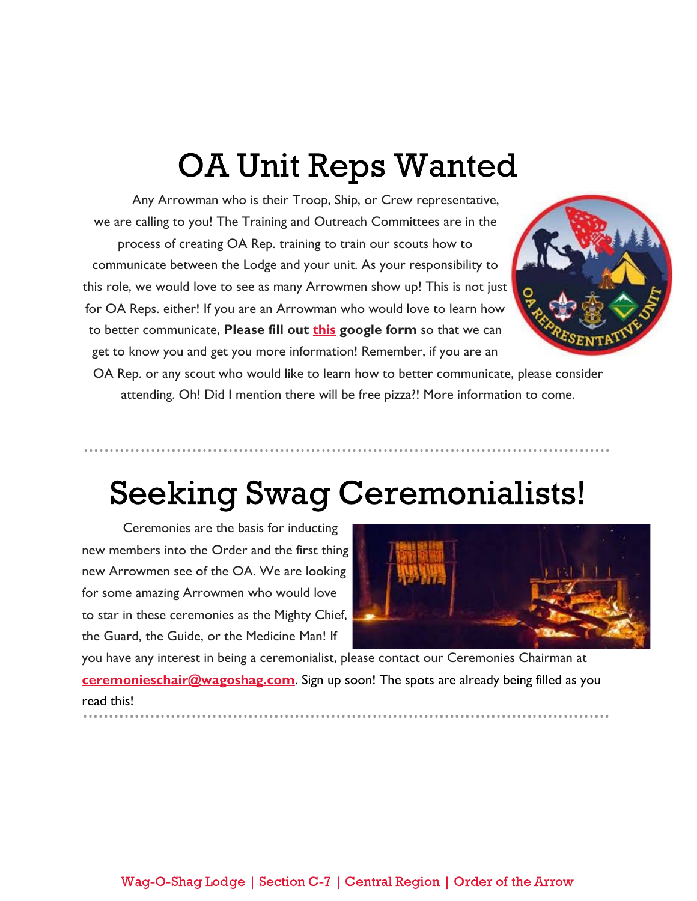# OA Unit Reps Wanted

Any Arrowman who is their Troop, Ship, or Crew representative, we are calling to you! The Training and Outreach Committees are in the process of creating OA Rep. training to train our scouts how to communicate between the Lodge and your unit. As your responsibility to this role, we would love to see as many Arrowmen show up! This is not just for OA Reps. either! If you are an Arrowman who would love to learn how to better communicate, **Please fill out this google form** so that we can get to know you and get you more information! Remember, if you are an OA Rep. or any scout who would like to learn how to better communicate, please consider attending. Oh! Did I mention there will be free pizza?! More information to come.

# Seeking Swag Ceremonialists!

Ceremonies are the basis for inducting new members into the Order and the first thing new Arrowmen see of the OA. We are looking for some amazing Arrowmen who would love to star in these ceremonies as the Mighty Chief, the Guard, the Guide, or the Medicine Man! If you have any interest in being a ceremonialist, please contact our Ceremonies Chairman at **ceremonieschair@wagoshag.com**. Sign up soon! The spots are already being filled as you read this!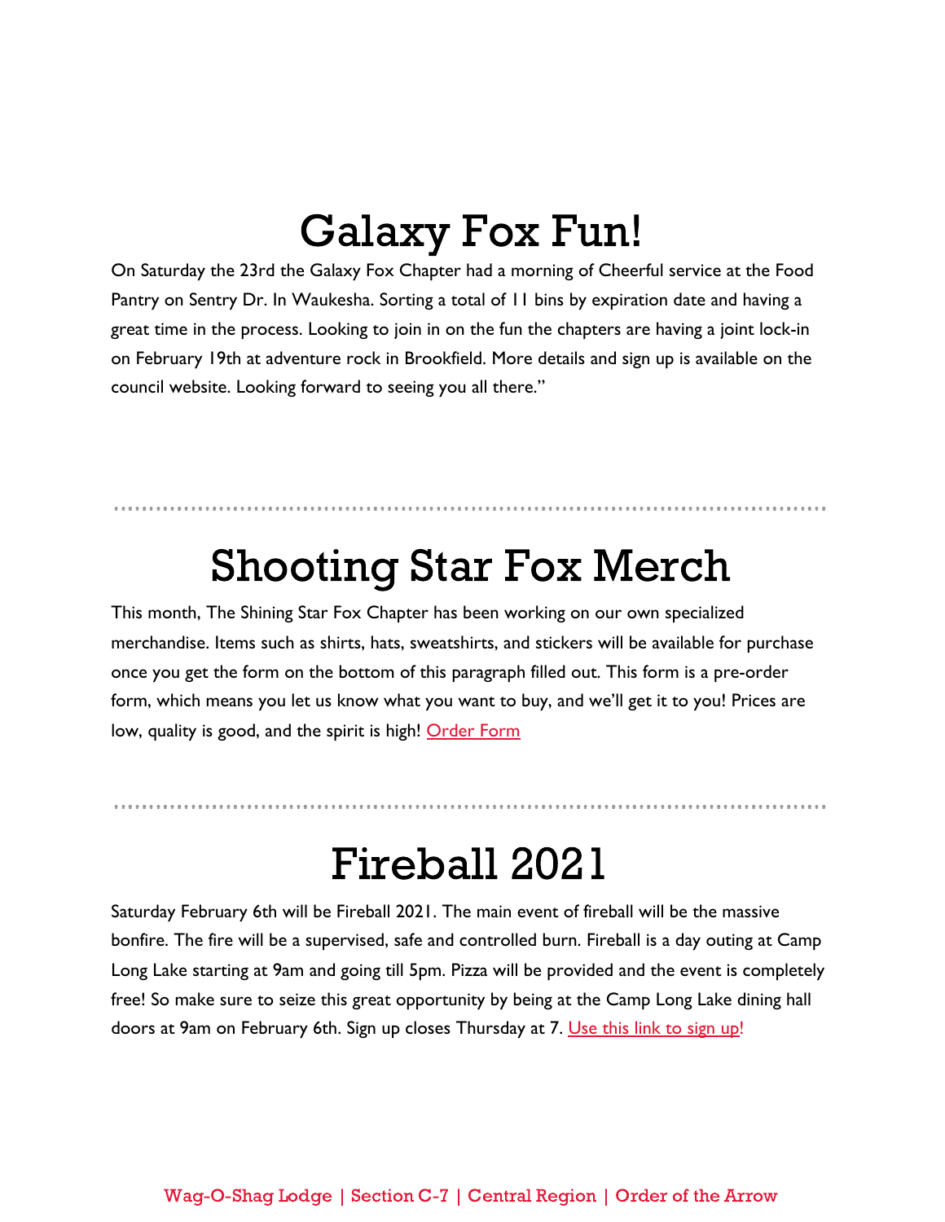# Galaxy Fox Fun!

On Saturday the 23rd the Galaxy Fox Chapter had a morning of Cheerful service at the Food Pantry on Sentry Dr. In Waukesha. Sorting a total of 11 bins by expiration date and having a great time in the process. Looking to join in on the fun the chapters are having a joint lock-in on February 19th at adventure rock in Brookfield. More details and sign up is available on the council website. Looking forward to seeing you all there."

# Shooting Star Fox Merch

This month, The Shining Star Fox Chapter has been working on our own specialized merchandise. Items such as shirts, hats, sweatshirts, and stickers will be available for purchase once you get the form on the bottom of this paragraph filled out. This form is a pre-order form, which means you let us know what you want to buy, and we'll get it to you! Prices are low, quality is good, and the spirit is high! Order Form

# Fireball 2021

Saturday February 6th will be Fireball 2021. The main event of fireball will be the massive bonfire. The fire will be a supervised, safe and controlled burn. Fireball is a day outing at Camp Long Lake starting at 9am and going till 5pm. Pizza will be provided and the event is completely free! So make sure to seize this great opportunity by being at the Camp Long Lake dining hall doors at 9am on February 6th. Sign up closes Thursday at 7. Use this link to sign up!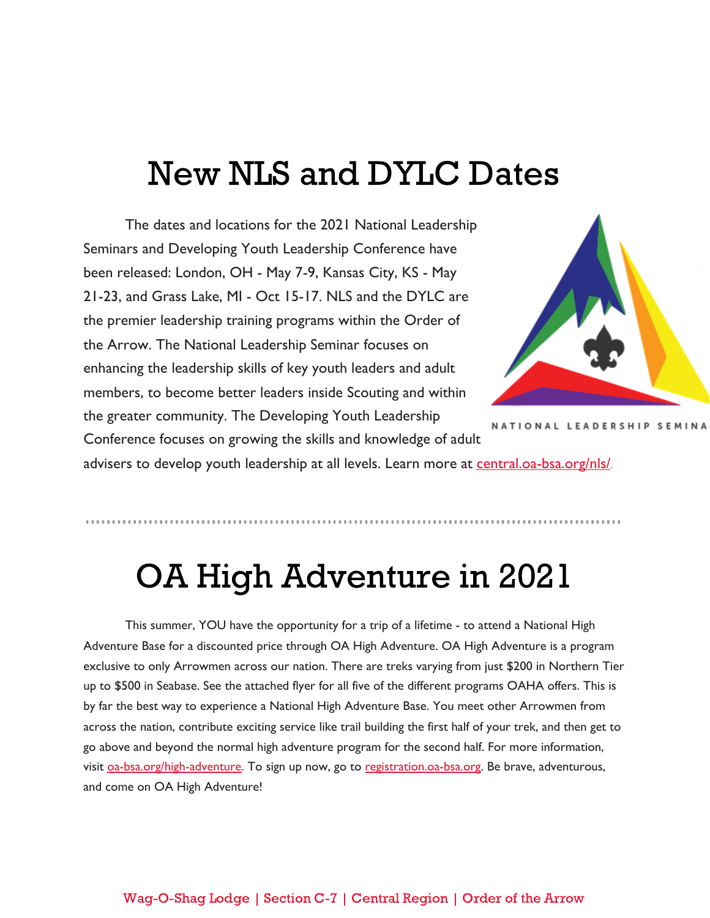# New NLS and DYLC Dates

The dates and locations for the 2021 National Leadership Seminars and Developing Youth Leadership Conference have been released: London, OH - May 7-9, Kansas City, KS - May 21-23, and Grass Lake, MI - Oct 15-17. NLS and the DYLC are the premier leadership training programs within the Order of the Arrow. The National Leadership Seminar focuses on enhancing the leadership skills of key youth leaders and adult members, to become better leaders inside Scouting and within the greater community. The Developing Youth Leadership Conference focuses on growing the skills and knowledge of adult advisers to develop youth leadership at all levels. Learn more at central.oa-bsa.org/nls/.

# OA High Adventure in 2021

This summer, YOU have the opportunity for a trip of a lifetime - to attend a National High Adventure Base for a discounted price through OA High Adventure. OA High Adventure is a program exclusive to only Arrowmen across our nation. There are treks varying from just $200 in Northern Tier up to $500 in Seabase. See the attached flyer for all five of the different programs OAHA offers. This is by far the best way to experience a National High Adventure Base. You meet other Arrowmen from across the nation, contribute exciting service like trail building the first half of your trek, and then get to go above and beyond the normal high adventure program for the second half. For more information, visit oa-bsa.org/high-adventure. To sign up now, go to registration.oa-bsa.org. Be brave, adventurous, and come on OA High Adventure!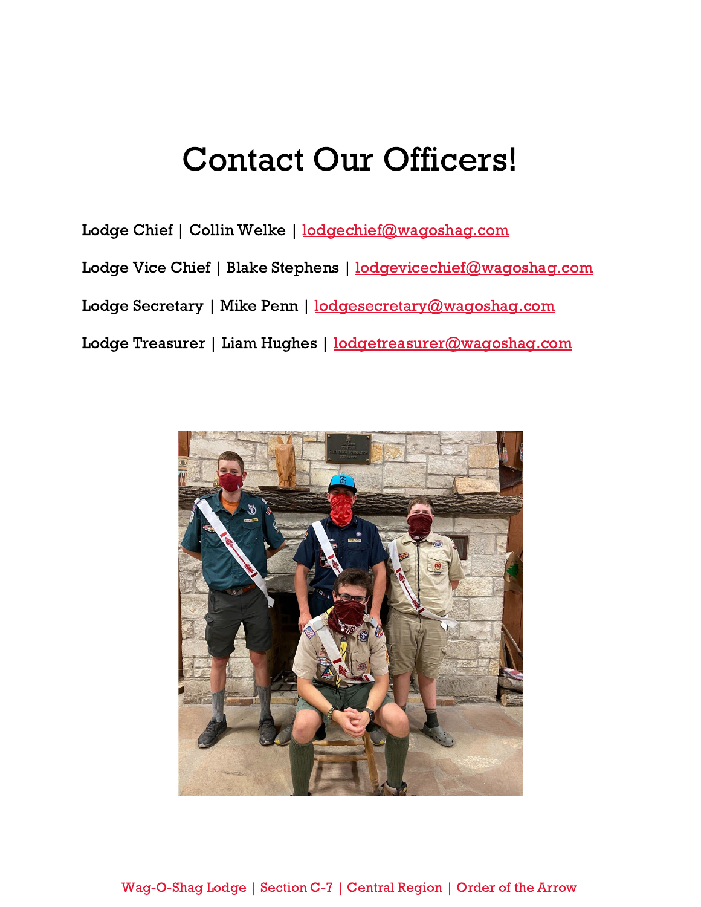# Contact Our Officers!

Lodge Chief | Collin Welke | lodgechief@wagoshag.com

Lodge Vice Chief | Blake Stephens | lodgevicechief@wagoshag.com

Lodge Secretary | Mike Penn | lodgesecretary@wagoshag.com

Lodge Treasurer | Liam Hughes | lodgetreasurer@wagoshag.com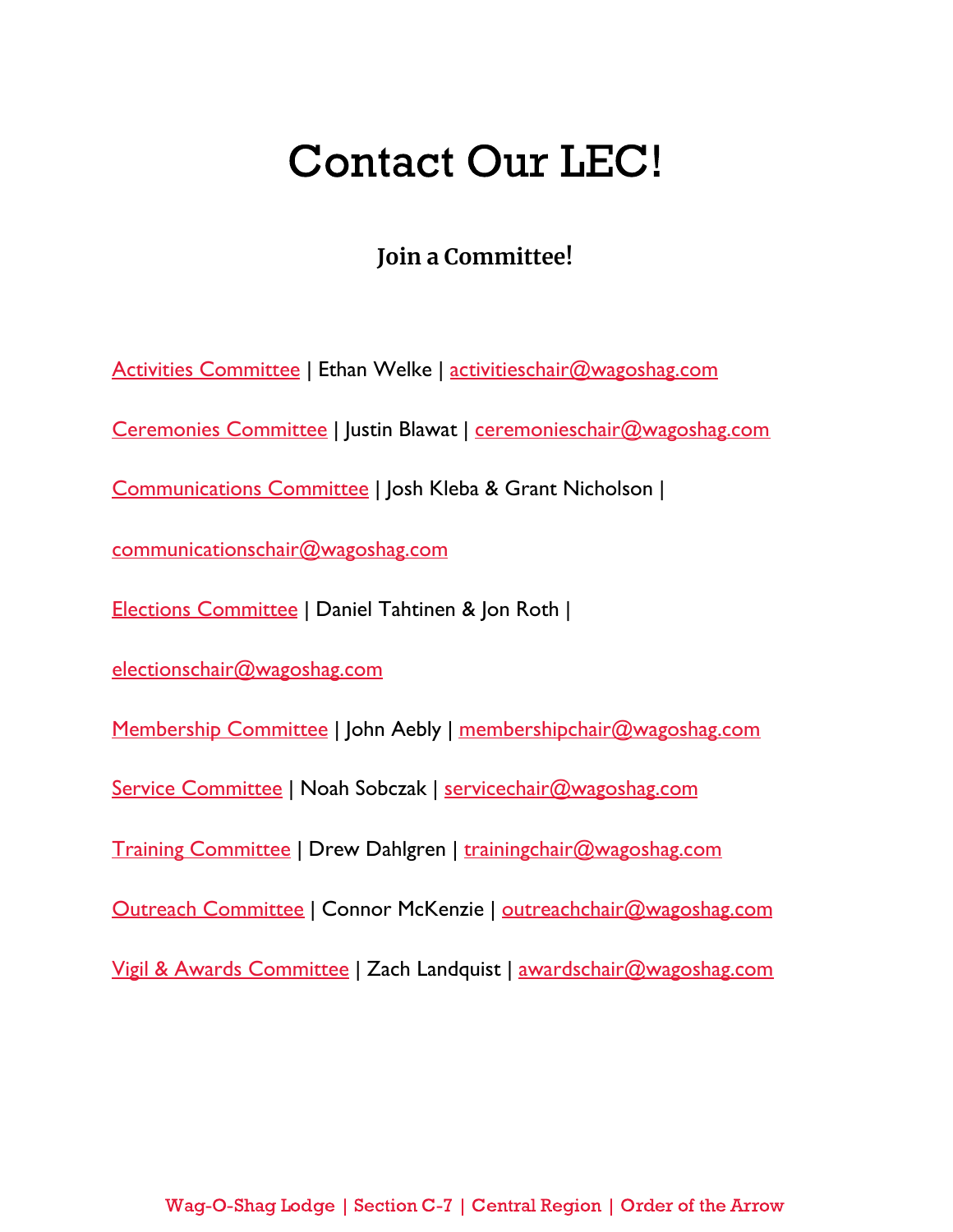# Contact Our LEC!

### Join a Committee!

Activities Committee | Ethan Welke | activitieschair@wagoshag.com

Ceremonies Committee | Justin Blawat | ceremonieschair@wagoshag.com

Communications Committee | Josh Kleba & Grant Nicholson | communicationschair@wagoshag.com

Elections Committee | Daniel Tahtinen & Jon Roth | electionschair@wagoshag.com

Membership Committee | John Aebly | membershipchair@wagoshag.com

Service Committee | Noah Sobczak | servicechair@wagoshag.com

Training Committee | Drew Dahlgren | trainingchair@wagoshag.com

Outreach Committee | Connor McKenzie | outreachchair@wagoshag.com

Vigil & Awards Committee | Zach Landquist | awardschair@wagoshag.com